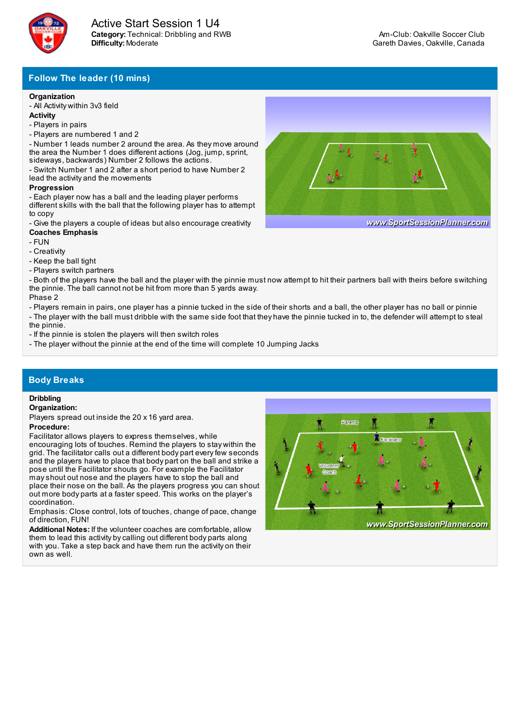# Active Start Session 1 U4

**Category:** Technical: Dribbling and RWB
**Difficulty:** Moderate

Am-Club: Oakville Soccer Club
Gareth Davies, Oakville, Canada

## Follow The leader (10 mins)

**Organization**
- All Activity within 3v3 field

**Activity**
- Players in pairs
- Players are numbered 1 and 2
- Number 1 leads number 2 around the area. As they move around the area the Number 1 does different actions (Jog, jump, sprint, sideways, backwards) Number 2 follows the actions.
- Switch Number 1 and 2 after a short period to have Number 2 lead the activity and the movements

**Progression**
- Each player now has a ball and the leading player performs different skills with the ball that the following player has to attempt to copy
- Give the players a couple of ideas but also encourage creativity

**Coaches Emphasis**
- FUN
- Creativity
- Keep the ball tight
- Players switch partners
- Both of the players have the ball and the player with the pinnie must now attempt to hit their partners ball with theirs before switching the pinnie. The ball cannot not be hit from more than 5 yards away.

Phase 2
- Players remain in pairs, one player has a pinnie tucked in the side of their shorts and a ball, the other player has no ball or pinnie
- The player with the ball must dribble with the same side foot that they have the pinnie tucked in to, the defender will attempt to steal the pinnie.
- If the pinnie is stolen the players will then switch roles
- The player without the pinnie at the end of the time will complete 10 Jumping Jacks

## Body Breaks

**Dribbling**

**Organization:**
Players spread out inside the 20 x 16 yard area.

**Procedure:**
Facilitator allows players to express themselves, while encouraging lots of touches. Remind the players to stay within the grid. The facilitator calls out a different body part every few seconds and the players have to place that body part on the ball and strike a pose until the Facilitator shouts go. For example the Facilitator may shout out nose and the players have to stop the ball and place their nose on the ball. As the players progress you can shout out more body parts at a faster speed. This works on the player's coordination.

Emphasis: Close control, lots of touches, change of pace, change of direction, FUN!

**Additional Notes:** If the volunteer coaches are comfortable, allow them to lead this activity by calling out different body parts along with you. Take a step back and have them run the activity on their own as well.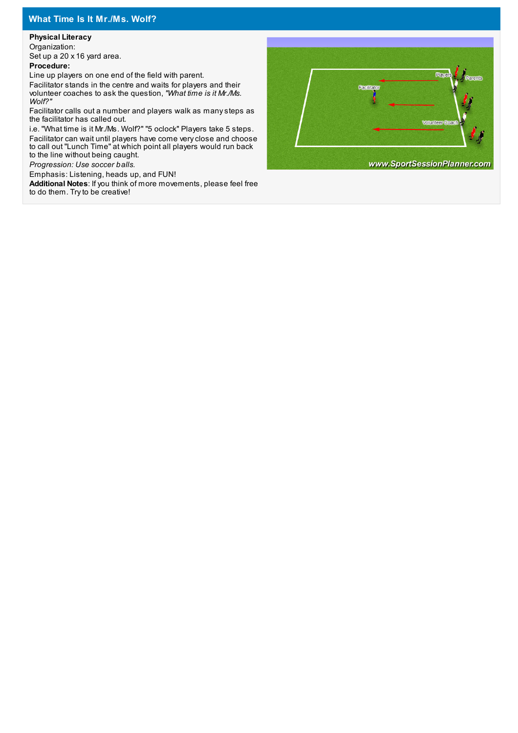## What Time Is It Mr./Ms. Wolf?

**Physical Literacy**

Organization:

Set up a 20 x 16 yard area.

**Procedure:**

Line up players on one end of the field with parent.

Facilitator stands in the centre and waits for players and their volunteer coaches to ask the question, *"What time is it Mr./Ms. Wolf?"*

Facilitator calls out a number and players walk as many steps as the facilitator has called out.

i.e. "What time is it Mr./Ms. Wolf?" "5 oclock" Players take 5 steps.

Facilitator can wait until players have come very close and choose to call out "Lunch Time" at which point all players would run back to the line without being caught.

*Progression: Use soccer balls.*

Emphasis: Listening, heads up, and FUN!

**Additional Notes**: If you think of more movements, please feel free to do them. Try to be creative!